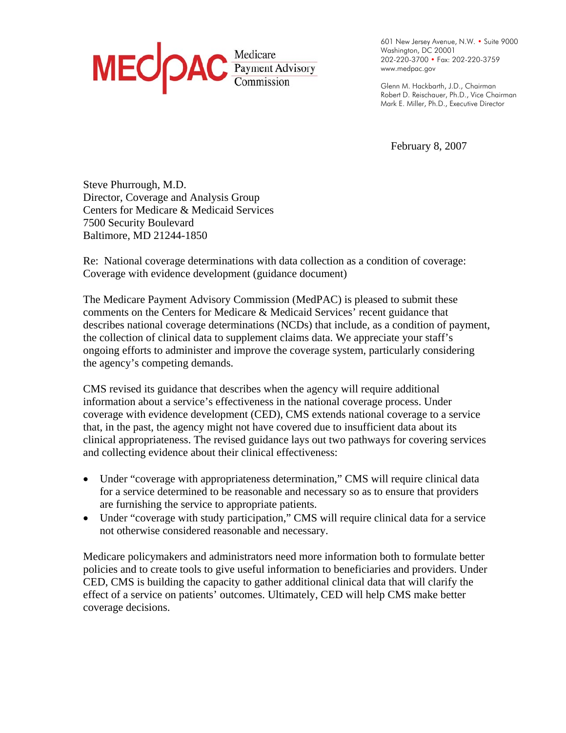MEDPAC Medicare Payment Advisory Commission

601 New Jersey Avenue, N.W. • Suite 9000
Washington, DC 20001
202-220-3700 • Fax: 202-220-3759
www.medpac.gov

Glenn M. Hackbarth, J.D., Chairman
Robert D. Reischauer, Ph.D., Vice Chairman
Mark E. Miller, Ph.D., Executive Director

February 8, 2007

Steve Phurrough, M.D.
Director, Coverage and Analysis Group
Centers for Medicare & Medicaid Services
7500 Security Boulevard
Baltimore, MD 21244-1850

Re: National coverage determinations with data collection as a condition of coverage: Coverage with evidence development (guidance document)

The Medicare Payment Advisory Commission (MedPAC) is pleased to submit these comments on the Centers for Medicare & Medicaid Services' recent guidance that describes national coverage determinations (NCDs) that include, as a condition of payment, the collection of clinical data to supplement claims data. We appreciate your staff's ongoing efforts to administer and improve the coverage system, particularly considering the agency's competing demands.

CMS revised its guidance that describes when the agency will require additional information about a service's effectiveness in the national coverage process. Under coverage with evidence development (CED), CMS extends national coverage to a service that, in the past, the agency might not have covered due to insufficient data about its clinical appropriateness. The revised guidance lays out two pathways for covering services and collecting evidence about their clinical effectiveness:

- Under "coverage with appropriateness determination," CMS will require clinical data for a service determined to be reasonable and necessary so as to ensure that providers are furnishing the service to appropriate patients.
- Under "coverage with study participation," CMS will require clinical data for a service not otherwise considered reasonable and necessary.

Medicare policymakers and administrators need more information both to formulate better policies and to create tools to give useful information to beneficiaries and providers. Under CED, CMS is building the capacity to gather additional clinical data that will clarify the effect of a service on patients' outcomes. Ultimately, CED will help CMS make better coverage decisions.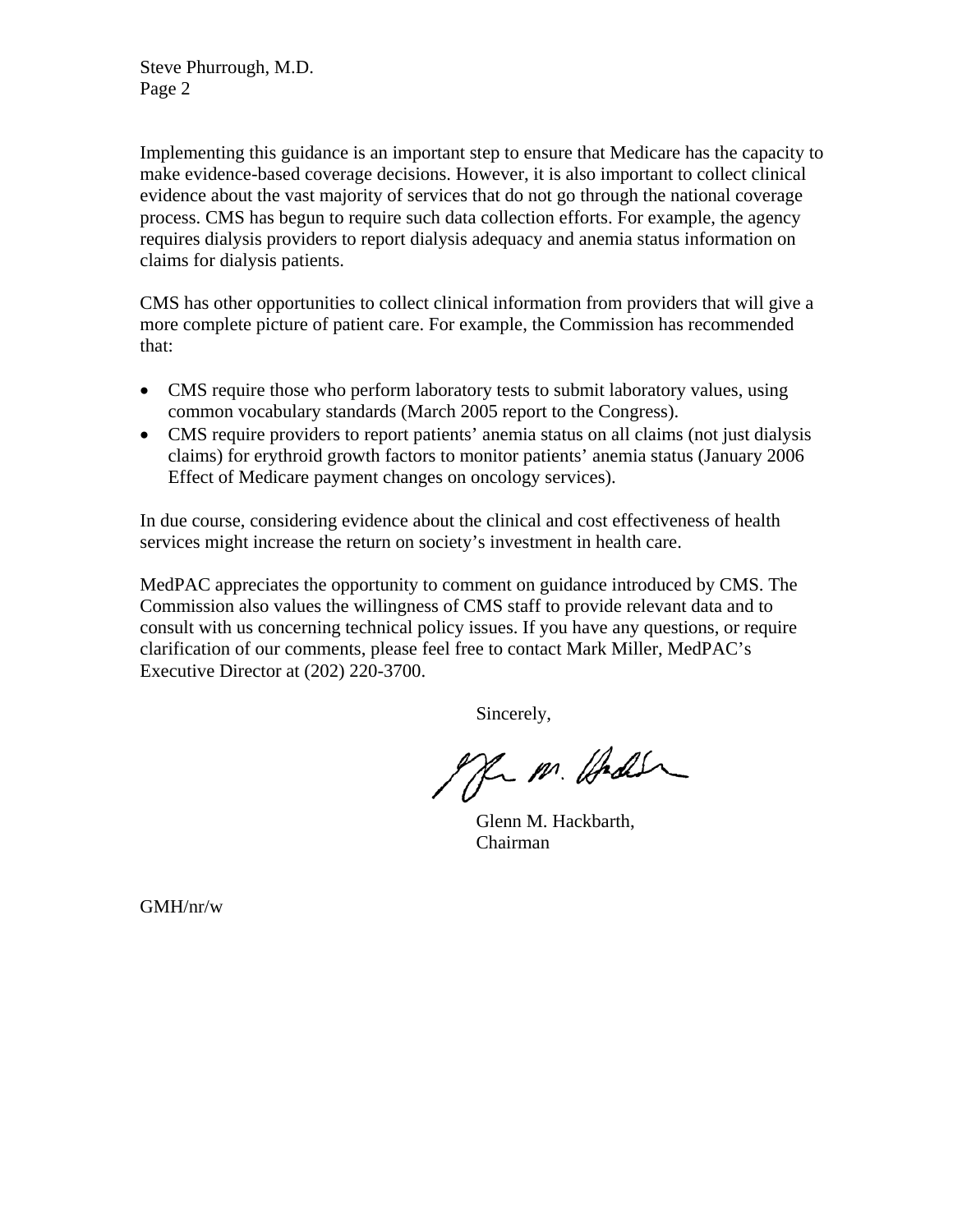Implementing this guidance is an important step to ensure that Medicare has the capacity to make evidence-based coverage decisions. However, it is also important to collect clinical evidence about the vast majority of services that do not go through the national coverage process. CMS has begun to require such data collection efforts. For example, the agency requires dialysis providers to report dialysis adequacy and anemia status information on claims for dialysis patients.

CMS has other opportunities to collect clinical information from providers that will give a more complete picture of patient care. For example, the Commission has recommended that:

- CMS require those who perform laboratory tests to submit laboratory values, using common vocabulary standards (March 2005 report to the Congress).
- CMS require providers to report patients' anemia status on all claims (not just dialysis claims) for erythroid growth factors to monitor patients' anemia status (January 2006 Effect of Medicare payment changes on oncology services).

In due course, considering evidence about the clinical and cost effectiveness of health services might increase the return on society's investment in health care.

MedPAC appreciates the opportunity to comment on guidance introduced by CMS. The Commission also values the willingness of CMS staff to provide relevant data and to consult with us concerning technical policy issues. If you have any questions, or require clarification of our comments, please feel free to contact Mark Miller, MedPAC's Executive Director at (202) 220-3700.

Sincerely,

Glenn M. Hackbarth,
Chairman

GMH/nr/w